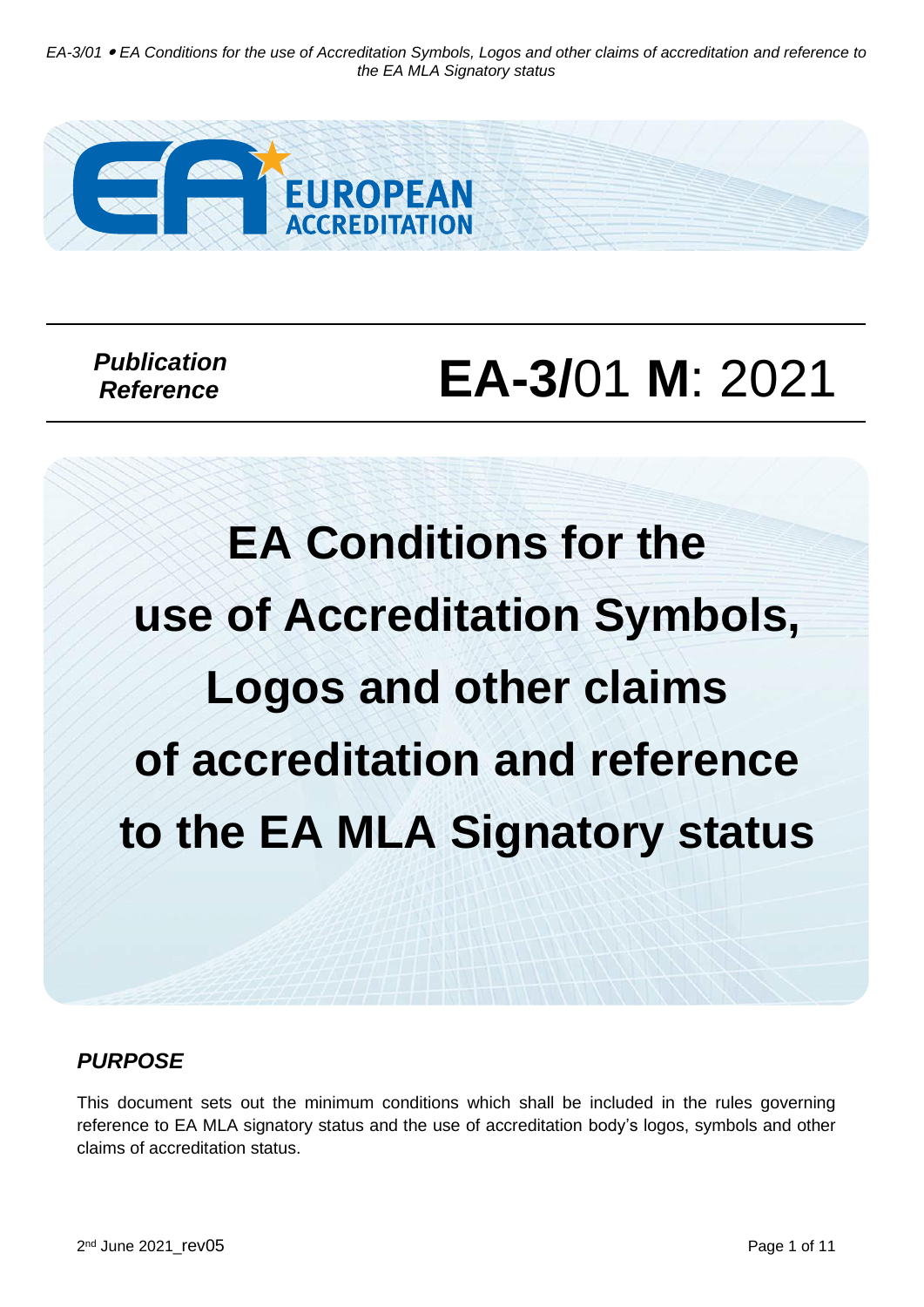**EUROPEAN ACCREDITATION**

*Publication Reference*

# EA-3/01 M: 2021

# EA Conditions for the use of Accreditation Symbols, Logos and other claims of accreditation and reference to the EA MLA Signatory status

## *PURPOSE*

This document sets out the minimum conditions which shall be included in the rules governing reference to EA MLA signatory status and the use of accreditation body's logos, symbols and other claims of accreditation status.

2nd June 2021_rev05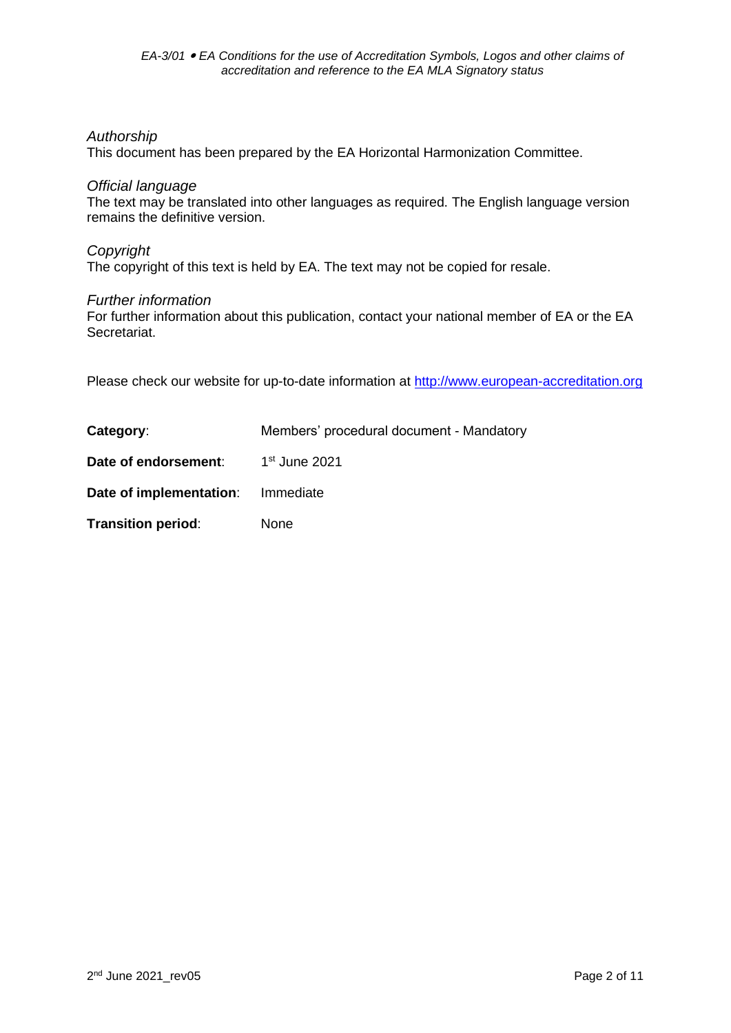*Authorship*
This document has been prepared by the EA Horizontal Harmonization Committee.

*Official language*
The text may be translated into other languages as required. The English language version remains the definitive version.

*Copyright*
The copyright of this text is held by EA. The text may not be copied for resale.

*Further information*
For further information about this publication, contact your national member of EA or the EA Secretariat.

Please check our website for up-to-date information at http://www.european-accreditation.org

**Category**: Members' procedural document - Mandatory

**Date of endorsement**: 1st June 2021

**Date of implementation**: Immediate

**Transition period**: None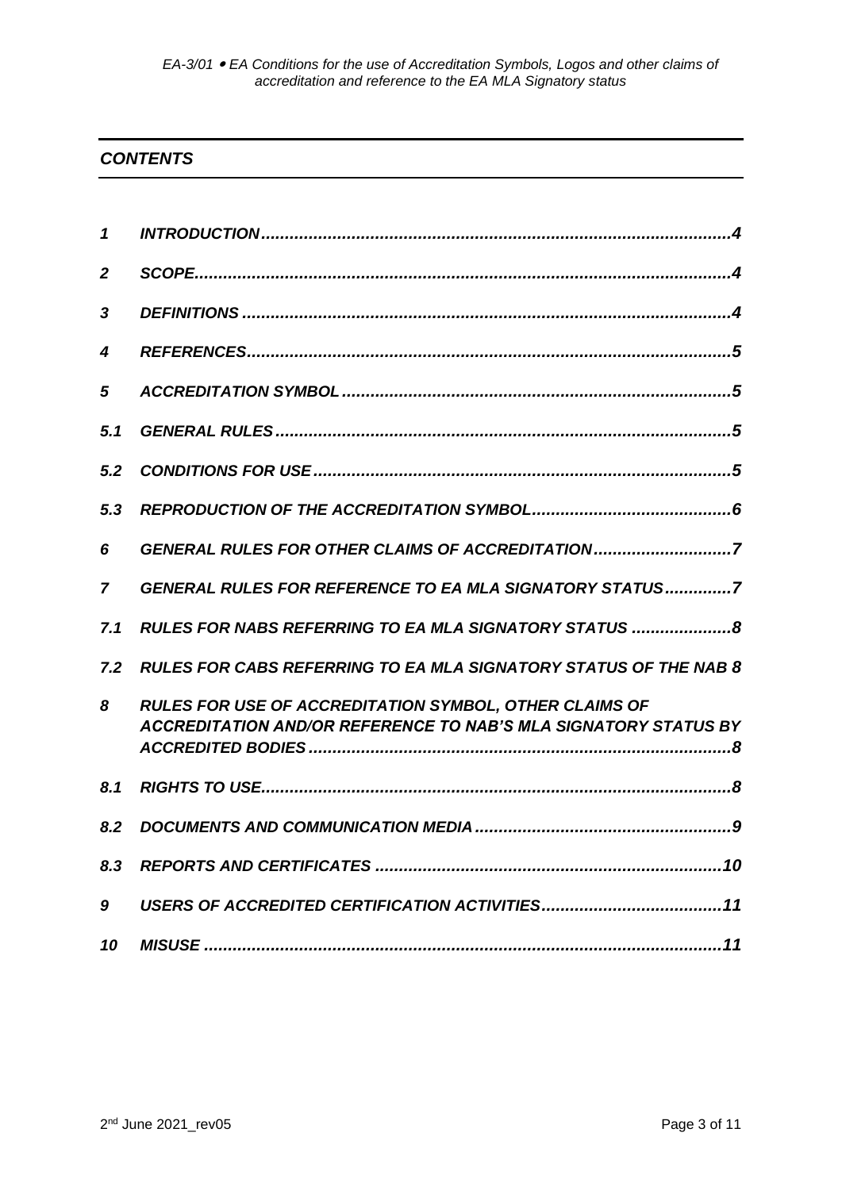## *CONTENTS*

| | | |
|---|---|---|
| *1* | *INTRODUCTION* | *4* |
| *2* | *SCOPE* | *4* |
| *3* | *DEFINITIONS* | *4* |
| *4* | *REFERENCES* | *5* |
| *5* | *ACCREDITATION SYMBOL* | *5* |
| *5.1* | *GENERAL RULES* | *5* |
| *5.2* | *CONDITIONS FOR USE* | *5* |
| *5.3* | *REPRODUCTION OF THE ACCREDITATION SYMBOL* | *6* |
| *6* | *GENERAL RULES FOR OTHER CLAIMS OF ACCREDITATION* | *7* |
| *7* | *GENERAL RULES FOR REFERENCE TO EA MLA SIGNATORY STATUS* | *7* |
| *7.1* | *RULES FOR NABS REFERRING TO EA MLA SIGNATORY STATUS* | *8* |
| *7.2* | *RULES FOR CABS REFERRING TO EA MLA SIGNATORY STATUS OF THE NAB* | *8* |
| *8* | *RULES FOR USE OF ACCREDITATION SYMBOL, OTHER CLAIMS OF ACCREDITATION AND/OR REFERENCE TO NAB'S MLA SIGNATORY STATUS BY ACCREDITED BODIES* | *8* |
| *8.1* | *RIGHTS TO USE* | *8* |
| *8.2* | *DOCUMENTS AND COMMUNICATION MEDIA* | *9* |
| *8.3* | *REPORTS AND CERTIFICATES* | *10* |
| *9* | *USERS OF ACCREDITED CERTIFICATION ACTIVITIES* | *11* |
| *10* | *MISUSE* | *11* |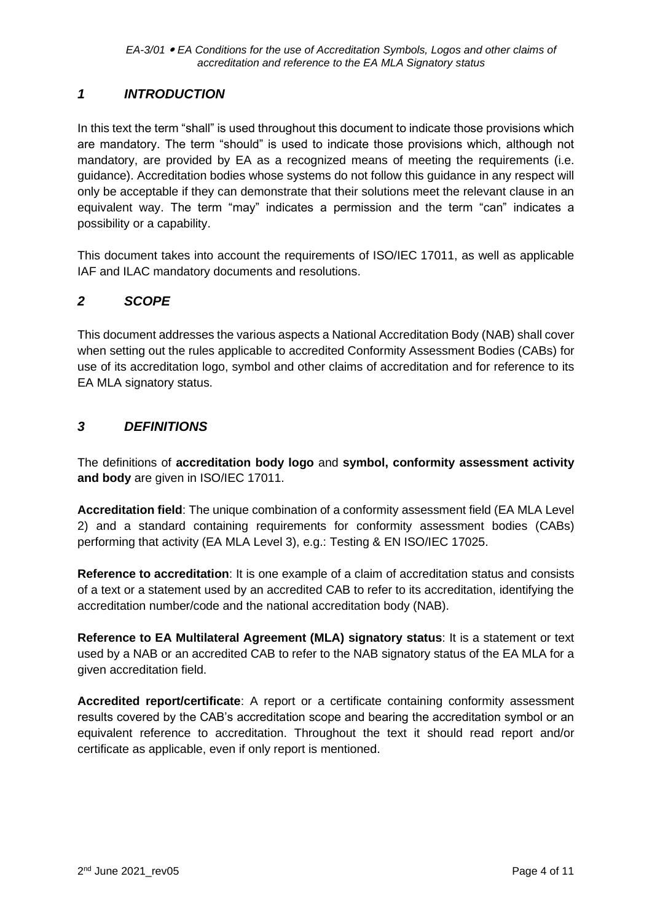## *1 INTRODUCTION*

In this text the term "shall" is used throughout this document to indicate those provisions which are mandatory. The term "should" is used to indicate those provisions which, although not mandatory, are provided by EA as a recognized means of meeting the requirements (i.e. guidance). Accreditation bodies whose systems do not follow this guidance in any respect will only be acceptable if they can demonstrate that their solutions meet the relevant clause in an equivalent way. The term "may" indicates a permission and the term "can" indicates a possibility or a capability.

This document takes into account the requirements of ISO/IEC 17011, as well as applicable IAF and ILAC mandatory documents and resolutions.

## *2 SCOPE*

This document addresses the various aspects a National Accreditation Body (NAB) shall cover when setting out the rules applicable to accredited Conformity Assessment Bodies (CABs) for use of its accreditation logo, symbol and other claims of accreditation and for reference to its EA MLA signatory status.

## *3 DEFINITIONS*

The definitions of **accreditation body logo** and **symbol, conformity assessment activity and body** are given in ISO/IEC 17011.

**Accreditation field**: The unique combination of a conformity assessment field (EA MLA Level 2) and a standard containing requirements for conformity assessment bodies (CABs) performing that activity (EA MLA Level 3), e.g.: Testing & EN ISO/IEC 17025.

**Reference to accreditation**: It is one example of a claim of accreditation status and consists of a text or a statement used by an accredited CAB to refer to its accreditation, identifying the accreditation number/code and the national accreditation body (NAB).

**Reference to EA Multilateral Agreement (MLA) signatory status**: It is a statement or text used by a NAB or an accredited CAB to refer to the NAB signatory status of the EA MLA for a given accreditation field.

**Accredited report/certificate**: A report or a certificate containing conformity assessment results covered by the CAB's accreditation scope and bearing the accreditation symbol or an equivalent reference to accreditation. Throughout the text it should read report and/or certificate as applicable, even if only report is mentioned.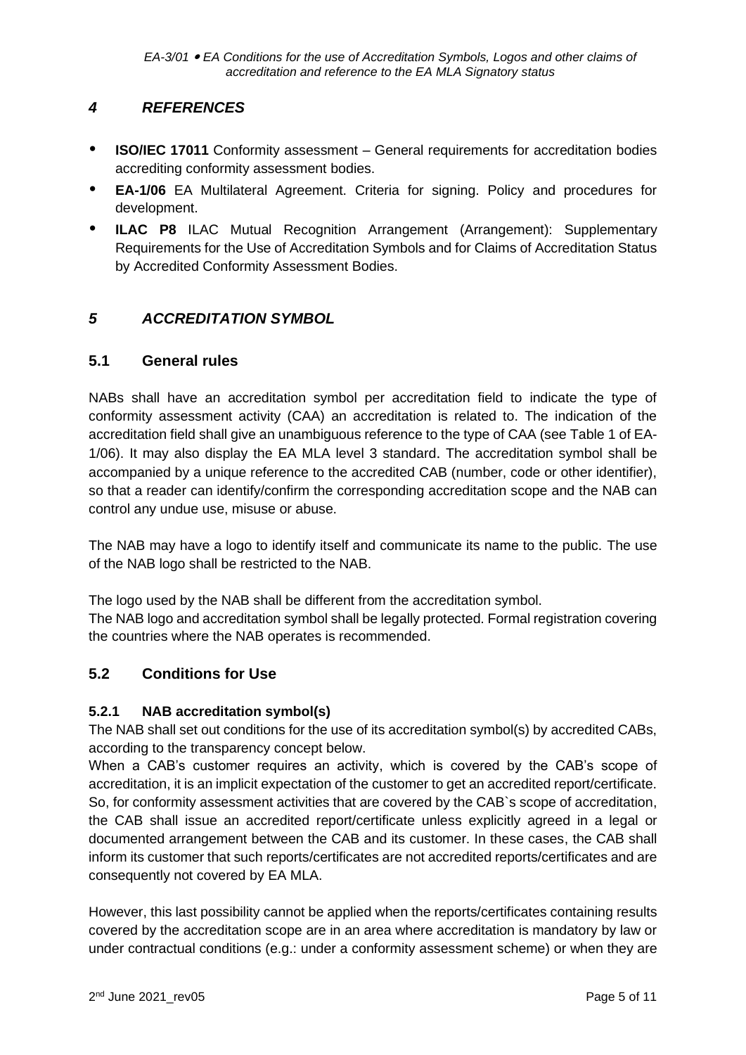## *4 REFERENCES*

- **ISO/IEC 17011** Conformity assessment – General requirements for accreditation bodies accrediting conformity assessment bodies.
- **EA-1/06** EA Multilateral Agreement. Criteria for signing. Policy and procedures for development.
- **ILAC P8** ILAC Mutual Recognition Arrangement (Arrangement): Supplementary Requirements for the Use of Accreditation Symbols and for Claims of Accreditation Status by Accredited Conformity Assessment Bodies.

## *5 ACCREDITATION SYMBOL*

### 5.1 General rules

NABs shall have an accreditation symbol per accreditation field to indicate the type of conformity assessment activity (CAA) an accreditation is related to. The indication of the accreditation field shall give an unambiguous reference to the type of CAA (see Table 1 of EA-1/06). It may also display the EA MLA level 3 standard. The accreditation symbol shall be accompanied by a unique reference to the accredited CAB (number, code or other identifier), so that a reader can identify/confirm the corresponding accreditation scope and the NAB can control any undue use, misuse or abuse.

The NAB may have a logo to identify itself and communicate its name to the public. The use of the NAB logo shall be restricted to the NAB.

The logo used by the NAB shall be different from the accreditation symbol.
The NAB logo and accreditation symbol shall be legally protected. Formal registration covering the countries where the NAB operates is recommended.

### 5.2 Conditions for Use

#### 5.2.1 NAB accreditation symbol(s)

The NAB shall set out conditions for the use of its accreditation symbol(s) by accredited CABs, according to the transparency concept below.
When a CAB's customer requires an activity, which is covered by the CAB's scope of accreditation, it is an implicit expectation of the customer to get an accredited report/certificate. So, for conformity assessment activities that are covered by the CAB`s scope of accreditation, the CAB shall issue an accredited report/certificate unless explicitly agreed in a legal or documented arrangement between the CAB and its customer. In these cases, the CAB shall inform its customer that such reports/certificates are not accredited reports/certificates and are consequently not covered by EA MLA.

However, this last possibility cannot be applied when the reports/certificates containing results covered by the accreditation scope are in an area where accreditation is mandatory by law or under contractual conditions (e.g.: under a conformity assessment scheme) or when they are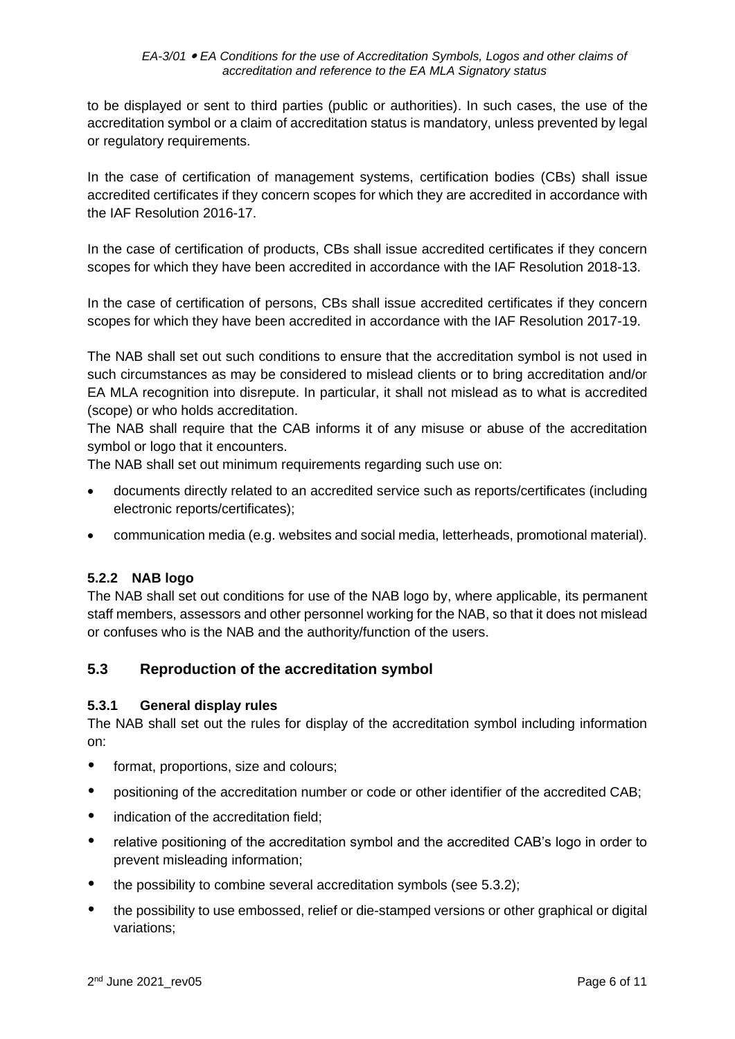to be displayed or sent to third parties (public or authorities). In such cases, the use of the accreditation symbol or a claim of accreditation status is mandatory, unless prevented by legal or regulatory requirements.

In the case of certification of management systems, certification bodies (CBs) shall issue accredited certificates if they concern scopes for which they are accredited in accordance with the IAF Resolution 2016-17.

In the case of certification of products, CBs shall issue accredited certificates if they concern scopes for which they have been accredited in accordance with the IAF Resolution 2018-13.

In the case of certification of persons, CBs shall issue accredited certificates if they concern scopes for which they have been accredited in accordance with the IAF Resolution 2017-19.

The NAB shall set out such conditions to ensure that the accreditation symbol is not used in such circumstances as may be considered to mislead clients or to bring accreditation and/or EA MLA recognition into disrepute. In particular, it shall not mislead as to what is accredited (scope) or who holds accreditation.
The NAB shall require that the CAB informs it of any misuse or abuse of the accreditation symbol or logo that it encounters.
The NAB shall set out minimum requirements regarding such use on:

- documents directly related to an accredited service such as reports/certificates (including electronic reports/certificates);
- communication media (e.g. websites and social media, letterheads, promotional material).

#### 5.2.2 NAB logo

The NAB shall set out conditions for use of the NAB logo by, where applicable, its permanent staff members, assessors and other personnel working for the NAB, so that it does not mislead or confuses who is the NAB and the authority/function of the users.

### 5.3 Reproduction of the accreditation symbol

#### 5.3.1 General display rules

The NAB shall set out the rules for display of the accreditation symbol including information on:

- format, proportions, size and colours;
- positioning of the accreditation number or code or other identifier of the accredited CAB;
- indication of the accreditation field;
- relative positioning of the accreditation symbol and the accredited CAB's logo in order to prevent misleading information;
- the possibility to combine several accreditation symbols (see 5.3.2);
- the possibility to use embossed, relief or die-stamped versions or other graphical or digital variations;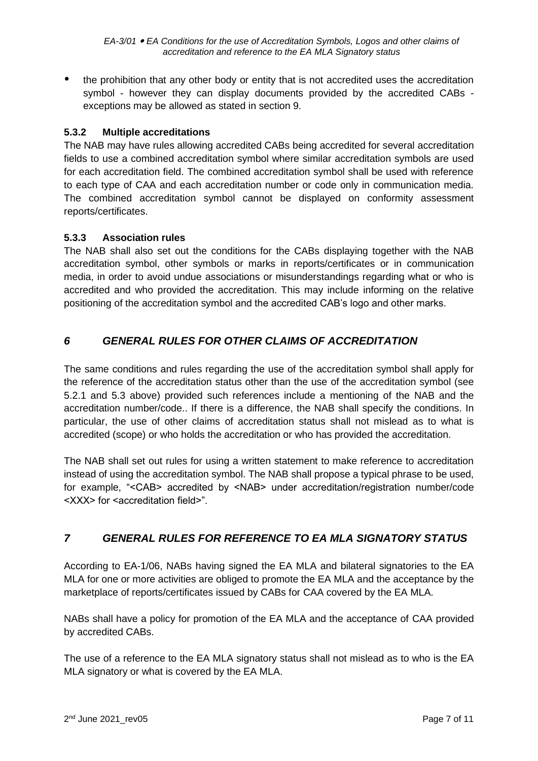- the prohibition that any other body or entity that is not accredited uses the accreditation symbol - however they can display documents provided by the accredited CABs - exceptions may be allowed as stated in section 9.

#### 5.3.2 Multiple accreditations

The NAB may have rules allowing accredited CABs being accredited for several accreditation fields to use a combined accreditation symbol where similar accreditation symbols are used for each accreditation field. The combined accreditation symbol shall be used with reference to each type of CAA and each accreditation number or code only in communication media. The combined accreditation symbol cannot be displayed on conformity assessment reports/certificates.

#### 5.3.3 Association rules

The NAB shall also set out the conditions for the CABs displaying together with the NAB accreditation symbol, other symbols or marks in reports/certificates or in communication media, in order to avoid undue associations or misunderstandings regarding what or who is accredited and who provided the accreditation. This may include informing on the relative positioning of the accreditation symbol and the accredited CAB's logo and other marks.

## *6 GENERAL RULES FOR OTHER CLAIMS OF ACCREDITATION*

The same conditions and rules regarding the use of the accreditation symbol shall apply for the reference of the accreditation status other than the use of the accreditation symbol (see 5.2.1 and 5.3 above) provided such references include a mentioning of the NAB and the accreditation number/code.. If there is a difference, the NAB shall specify the conditions. In particular, the use of other claims of accreditation status shall not mislead as to what is accredited (scope) or who holds the accreditation or who has provided the accreditation.

The NAB shall set out rules for using a written statement to make reference to accreditation instead of using the accreditation symbol. The NAB shall propose a typical phrase to be used, for example, "<CAB> accredited by <NAB> under accreditation/registration number/code <XXX> for <accreditation field>".

## *7 GENERAL RULES FOR REFERENCE TO EA MLA SIGNATORY STATUS*

According to EA-1/06, NABs having signed the EA MLA and bilateral signatories to the EA MLA for one or more activities are obliged to promote the EA MLA and the acceptance by the marketplace of reports/certificates issued by CABs for CAA covered by the EA MLA.

NABs shall have a policy for promotion of the EA MLA and the acceptance of CAA provided by accredited CABs.

The use of a reference to the EA MLA signatory status shall not mislead as to who is the EA MLA signatory or what is covered by the EA MLA.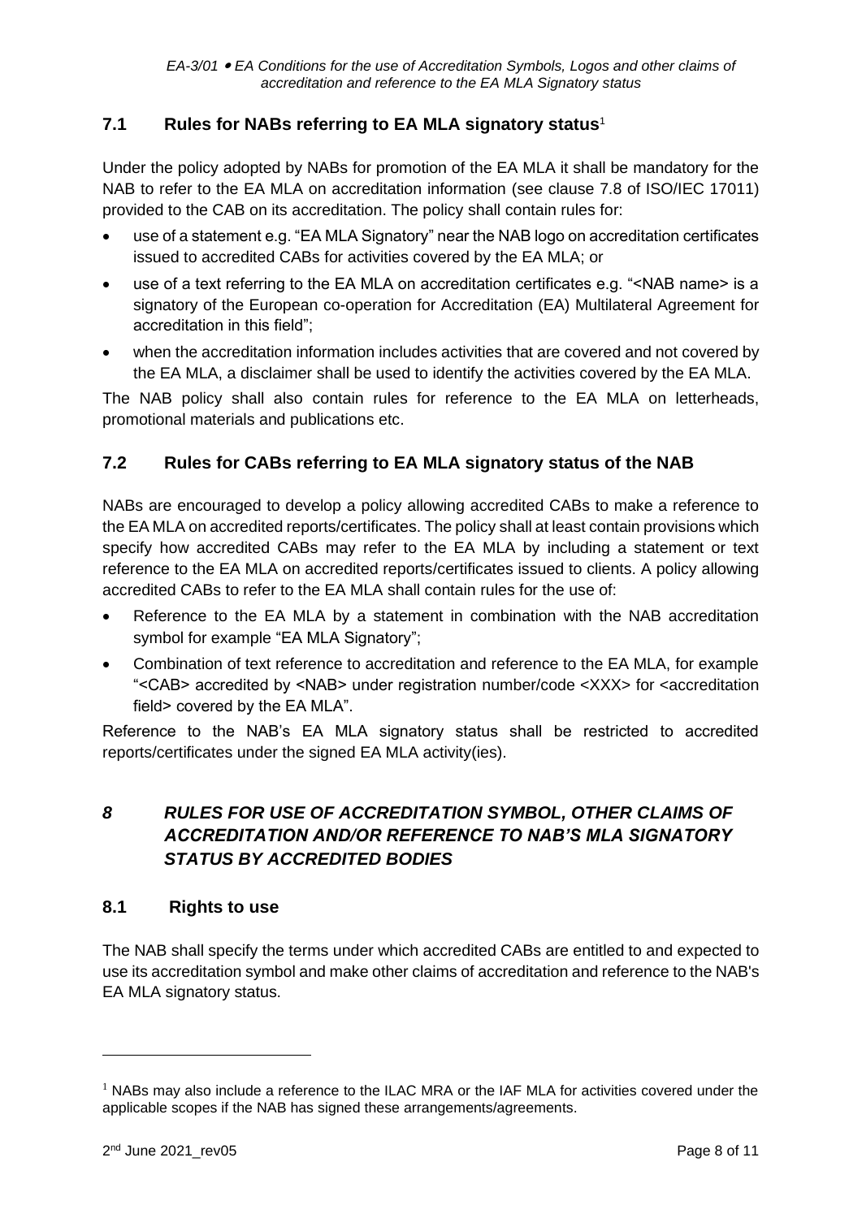## 7.1 Rules for NABs referring to EA MLA signatory status[1]

Under the policy adopted by NABs for promotion of the EA MLA it shall be mandatory for the NAB to refer to the EA MLA on accreditation information (see clause 7.8 of ISO/IEC 17011) provided to the CAB on its accreditation. The policy shall contain rules for:

- use of a statement e.g. "EA MLA Signatory" near the NAB logo on accreditation certificates issued to accredited CABs for activities covered by the EA MLA; or
- use of a text referring to the EA MLA on accreditation certificates e.g. "<NAB name> is a signatory of the European co-operation for Accreditation (EA) Multilateral Agreement for accreditation in this field";
- when the accreditation information includes activities that are covered and not covered by the EA MLA, a disclaimer shall be used to identify the activities covered by the EA MLA.

The NAB policy shall also contain rules for reference to the EA MLA on letterheads, promotional materials and publications etc.

## 7.2 Rules for CABs referring to EA MLA signatory status of the NAB

NABs are encouraged to develop a policy allowing accredited CABs to make a reference to the EA MLA on accredited reports/certificates. The policy shall at least contain provisions which specify how accredited CABs may refer to the EA MLA by including a statement or text reference to the EA MLA on accredited reports/certificates issued to clients. A policy allowing accredited CABs to refer to the EA MLA shall contain rules for the use of:

- Reference to the EA MLA by a statement in combination with the NAB accreditation symbol for example "EA MLA Signatory";
- Combination of text reference to accreditation and reference to the EA MLA, for example "<CAB> accredited by <NAB> under registration number/code <XXX> for <accreditation field> covered by the EA MLA".

Reference to the NAB's EA MLA signatory status shall be restricted to accredited reports/certificates under the signed EA MLA activity(ies).

# *8 RULES FOR USE OF ACCREDITATION SYMBOL, OTHER CLAIMS OF ACCREDITATION AND/OR REFERENCE TO NAB'S MLA SIGNATORY STATUS BY ACCREDITED BODIES*

## 8.1 Rights to use

The NAB shall specify the terms under which accredited CABs are entitled to and expected to use its accreditation symbol and make other claims of accreditation and reference to the NAB's EA MLA signatory status.

---

[1] NABs may also include a reference to the ILAC MRA or the IAF MLA for activities covered under the applicable scopes if the NAB has signed these arrangements/agreements.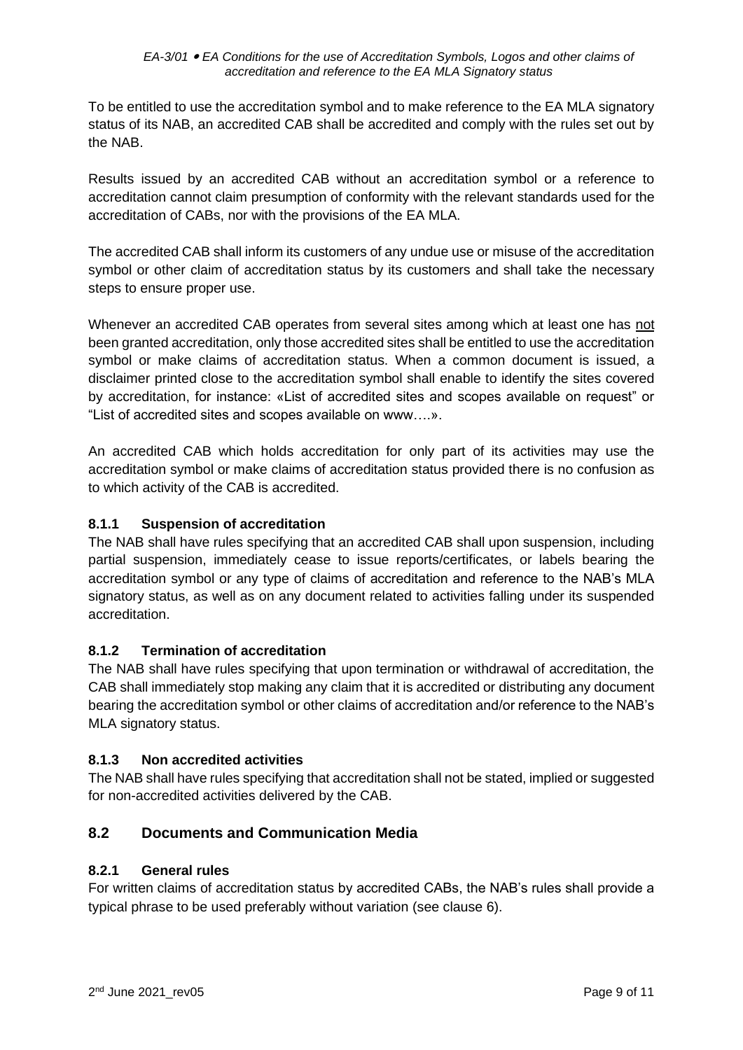To be entitled to use the accreditation symbol and to make reference to the EA MLA signatory status of its NAB, an accredited CAB shall be accredited and comply with the rules set out by the NAB.

Results issued by an accredited CAB without an accreditation symbol or a reference to accreditation cannot claim presumption of conformity with the relevant standards used for the accreditation of CABs, nor with the provisions of the EA MLA.

The accredited CAB shall inform its customers of any undue use or misuse of the accreditation symbol or other claim of accreditation status by its customers and shall take the necessary steps to ensure proper use.

Whenever an accredited CAB operates from several sites among which at least one has <u>not</u> been granted accreditation, only those accredited sites shall be entitled to use the accreditation symbol or make claims of accreditation status. When a common document is issued, a disclaimer printed close to the accreditation symbol shall enable to identify the sites covered by accreditation, for instance: «List of accredited sites and scopes available on request" or "List of accredited sites and scopes available on www….».

An accredited CAB which holds accreditation for only part of its activities may use the accreditation symbol or make claims of accreditation status provided there is no confusion as to which activity of the CAB is accredited.

### 8.1.1 Suspension of accreditation

The NAB shall have rules specifying that an accredited CAB shall upon suspension, including partial suspension, immediately cease to issue reports/certificates, or labels bearing the accreditation symbol or any type of claims of accreditation and reference to the NAB's MLA signatory status, as well as on any document related to activities falling under its suspended accreditation.

### 8.1.2 Termination of accreditation

The NAB shall have rules specifying that upon termination or withdrawal of accreditation, the CAB shall immediately stop making any claim that it is accredited or distributing any document bearing the accreditation symbol or other claims of accreditation and/or reference to the NAB's MLA signatory status.

### 8.1.3 Non accredited activities

The NAB shall have rules specifying that accreditation shall not be stated, implied or suggested for non-accredited activities delivered by the CAB.

## 8.2 Documents and Communication Media

### 8.2.1 General rules

For written claims of accreditation status by accredited CABs, the NAB's rules shall provide a typical phrase to be used preferably without variation (see clause 6).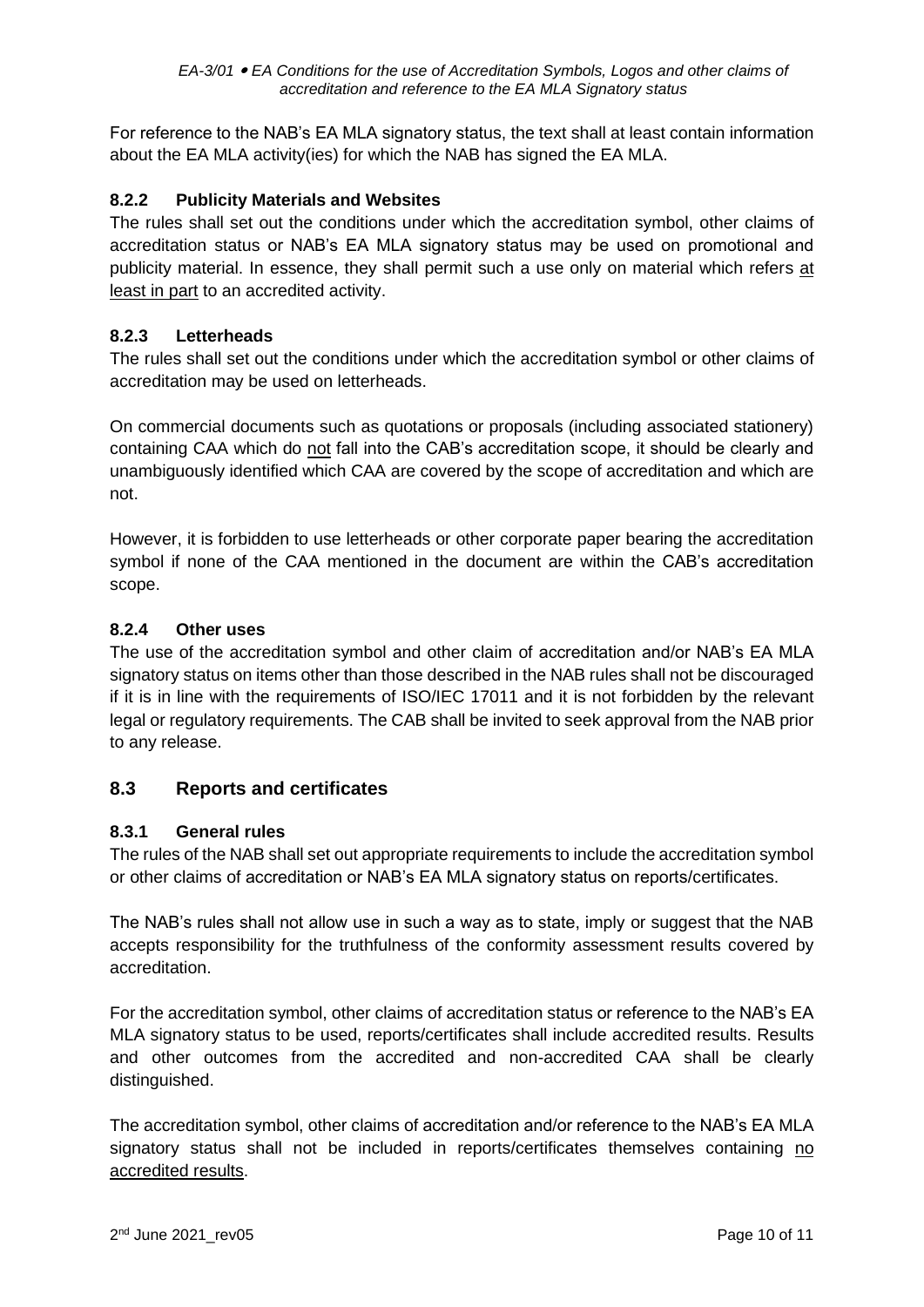For reference to the NAB's EA MLA signatory status, the text shall at least contain information about the EA MLA activity(ies) for which the NAB has signed the EA MLA.

### 8.2.2 Publicity Materials and Websites

The rules shall set out the conditions under which the accreditation symbol, other claims of accreditation status or NAB's EA MLA signatory status may be used on promotional and publicity material. In essence, they shall permit such a use only on material which refers at least in part to an accredited activity.

### 8.2.3 Letterheads

The rules shall set out the conditions under which the accreditation symbol or other claims of accreditation may be used on letterheads.

On commercial documents such as quotations or proposals (including associated stationery) containing CAA which do not fall into the CAB's accreditation scope, it should be clearly and unambiguously identified which CAA are covered by the scope of accreditation and which are not.

However, it is forbidden to use letterheads or other corporate paper bearing the accreditation symbol if none of the CAA mentioned in the document are within the CAB's accreditation scope.

### 8.2.4 Other uses

The use of the accreditation symbol and other claim of accreditation and/or NAB's EA MLA signatory status on items other than those described in the NAB rules shall not be discouraged if it is in line with the requirements of ISO/IEC 17011 and it is not forbidden by the relevant legal or regulatory requirements. The CAB shall be invited to seek approval from the NAB prior to any release.

## 8.3 Reports and certificates

### 8.3.1 General rules

The rules of the NAB shall set out appropriate requirements to include the accreditation symbol or other claims of accreditation or NAB's EA MLA signatory status on reports/certificates.

The NAB's rules shall not allow use in such a way as to state, imply or suggest that the NAB accepts responsibility for the truthfulness of the conformity assessment results covered by accreditation.

For the accreditation symbol, other claims of accreditation status or reference to the NAB's EA MLA signatory status to be used, reports/certificates shall include accredited results. Results and other outcomes from the accredited and non-accredited CAA shall be clearly distinguished.

The accreditation symbol, other claims of accreditation and/or reference to the NAB's EA MLA signatory status shall not be included in reports/certificates themselves containing no accredited results.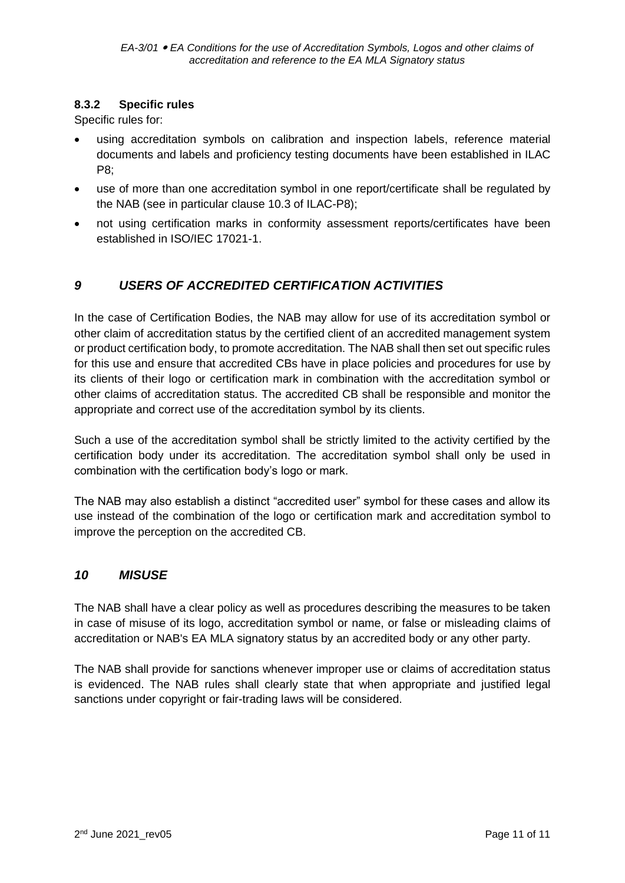#### 8.3.2 Specific rules

Specific rules for:

- using accreditation symbols on calibration and inspection labels, reference material documents and labels and proficiency testing documents have been established in ILAC P8;
- use of more than one accreditation symbol in one report/certificate shall be regulated by the NAB (see in particular clause 10.3 of ILAC-P8);
- not using certification marks in conformity assessment reports/certificates have been established in ISO/IEC 17021-1.

## *9 USERS OF ACCREDITED CERTIFICATION ACTIVITIES*

In the case of Certification Bodies, the NAB may allow for use of its accreditation symbol or other claim of accreditation status by the certified client of an accredited management system or product certification body, to promote accreditation. The NAB shall then set out specific rules for this use and ensure that accredited CBs have in place policies and procedures for use by its clients of their logo or certification mark in combination with the accreditation symbol or other claims of accreditation status. The accredited CB shall be responsible and monitor the appropriate and correct use of the accreditation symbol by its clients.

Such a use of the accreditation symbol shall be strictly limited to the activity certified by the certification body under its accreditation. The accreditation symbol shall only be used in combination with the certification body's logo or mark.

The NAB may also establish a distinct "accredited user" symbol for these cases and allow its use instead of the combination of the logo or certification mark and accreditation symbol to improve the perception on the accredited CB.

## *10 MISUSE*

The NAB shall have a clear policy as well as procedures describing the measures to be taken in case of misuse of its logo, accreditation symbol or name, or false or misleading claims of accreditation or NAB's EA MLA signatory status by an accredited body or any other party.

The NAB shall provide for sanctions whenever improper use or claims of accreditation status is evidenced. The NAB rules shall clearly state that when appropriate and justified legal sanctions under copyright or fair-trading laws will be considered.